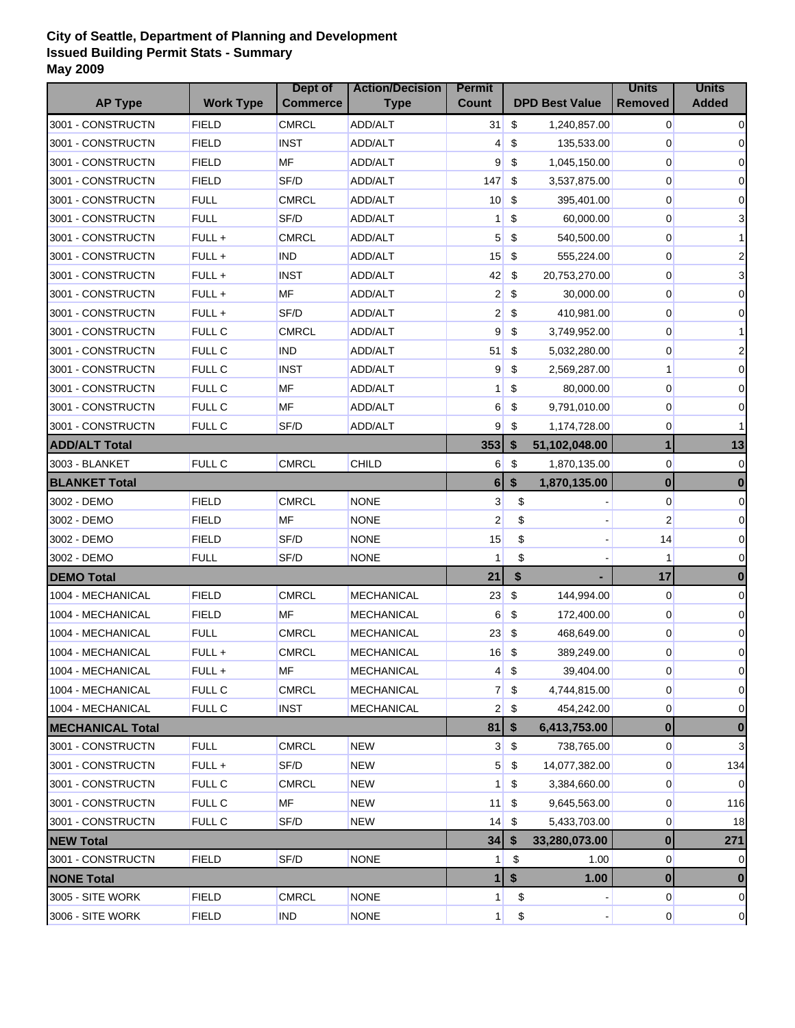**City of Seattle, Department of Planning and Development**
**Issued Building Permit Stats - Summary**
**May 2009**

| AP Type | Work Type | Dept of Commerce | Action/Decision Type | Permit Count | DPD Best Value | Units Removed | Units Added |
|---|---|---|---|---|---|---|---|
| 3001 - CONSTRUCTN | FIELD | CMRCL | ADD/ALT | 31 | $ 1,240,857.00 | 0 | 0 |
| 3001 - CONSTRUCTN | FIELD | INST | ADD/ALT | 4 | $ 135,533.00 | 0 | 0 |
| 3001 - CONSTRUCTN | FIELD | MF | ADD/ALT | 9 | $ 1,045,150.00 | 0 | 0 |
| 3001 - CONSTRUCTN | FIELD | SF/D | ADD/ALT | 147 | $ 3,537,875.00 | 0 | 0 |
| 3001 - CONSTRUCTN | FULL | CMRCL | ADD/ALT | 10 | $ 395,401.00 | 0 | 0 |
| 3001 - CONSTRUCTN | FULL | SF/D | ADD/ALT | 1 | $ 60,000.00 | 0 | 3 |
| 3001 - CONSTRUCTN | FULL + | CMRCL | ADD/ALT | 5 | $ 540,500.00 | 0 | 1 |
| 3001 - CONSTRUCTN | FULL + | IND | ADD/ALT | 15 | $ 555,224.00 | 0 | 2 |
| 3001 - CONSTRUCTN | FULL + | INST | ADD/ALT | 42 | $ 20,753,270.00 | 0 | 3 |
| 3001 - CONSTRUCTN | FULL + | MF | ADD/ALT | 2 | $ 30,000.00 | 0 | 0 |
| 3001 - CONSTRUCTN | FULL + | SF/D | ADD/ALT | 2 | $ 410,981.00 | 0 | 0 |
| 3001 - CONSTRUCTN | FULL C | CMRCL | ADD/ALT | 9 | $ 3,749,952.00 | 0 | 1 |
| 3001 - CONSTRUCTN | FULL C | IND | ADD/ALT | 51 | $ 5,032,280.00 | 0 | 2 |
| 3001 - CONSTRUCTN | FULL C | INST | ADD/ALT | 9 | $ 2,569,287.00 | 1 | 0 |
| 3001 - CONSTRUCTN | FULL C | MF | ADD/ALT | 1 | $ 80,000.00 | 0 | 0 |
| 3001 - CONSTRUCTN | FULL C | MF | ADD/ALT | 6 | $ 9,791,010.00 | 0 | 0 |
| 3001 - CONSTRUCTN | FULL C | SF/D | ADD/ALT | 9 | $ 1,174,728.00 | 0 | 1 |
| **ADD/ALT Total** | | | | **353** | **$ 51,102,048.00** | **1** | **13** |
| 3003 - BLANKET | FULL C | CMRCL | CHILD | 6 | $ 1,870,135.00 | 0 | 0 |
| **BLANKET Total** | | | | **6** | **$ 1,870,135.00** | **0** | **0** |
| 3002 - DEMO | FIELD | CMRCL | NONE | 3 | $ - | 0 | 0 |
| 3002 - DEMO | FIELD | MF | NONE | 2 | $ - | 2 | 0 |
| 3002 - DEMO | FIELD | SF/D | NONE | 15 | $ - | 14 | 0 |
| 3002 - DEMO | FULL | SF/D | NONE | 1 | $ - | 1 | 0 |
| **DEMO Total** | | | | **21** | **$ -** | **17** | **0** |
| 1004 - MECHANICAL | FIELD | CMRCL | MECHANICAL | 23 | $ 144,994.00 | 0 | 0 |
| 1004 - MECHANICAL | FIELD | MF | MECHANICAL | 6 | $ 172,400.00 | 0 | 0 |
| 1004 - MECHANICAL | FULL | CMRCL | MECHANICAL | 23 | $ 468,649.00 | 0 | 0 |
| 1004 - MECHANICAL | FULL + | CMRCL | MECHANICAL | 16 | $ 389,249.00 | 0 | 0 |
| 1004 - MECHANICAL | FULL + | MF | MECHANICAL | 4 | $ 39,404.00 | 0 | 0 |
| 1004 - MECHANICAL | FULL C | CMRCL | MECHANICAL | 7 | $ 4,744,815.00 | 0 | 0 |
| 1004 - MECHANICAL | FULL C | INST | MECHANICAL | 2 | $ 454,242.00 | 0 | 0 |
| **MECHANICAL Total** | | | | **81** | **$ 6,413,753.00** | **0** | **0** |
| 3001 - CONSTRUCTN | FULL | CMRCL | NEW | 3 | $ 738,765.00 | 0 | 3 |
| 3001 - CONSTRUCTN | FULL + | SF/D | NEW | 5 | $ 14,077,382.00 | 0 | 134 |
| 3001 - CONSTRUCTN | FULL C | CMRCL | NEW | 1 | $ 3,384,660.00 | 0 | 0 |
| 3001 - CONSTRUCTN | FULL C | MF | NEW | 11 | $ 9,645,563.00 | 0 | 116 |
| 3001 - CONSTRUCTN | FULL C | SF/D | NEW | 14 | $ 5,433,703.00 | 0 | 18 |
| **NEW Total** | | | | **34** | **$ 33,280,073.00** | **0** | **271** |
| 3001 - CONSTRUCTN | FIELD | SF/D | NONE | 1 | $ 1.00 | 0 | 0 |
| **NONE Total** | | | | **1** | **$ 1.00** | **0** | **0** |
| 3005 - SITE WORK | FIELD | CMRCL | NONE | 1 | $ - | 0 | 0 |
| 3006 - SITE WORK | FIELD | IND | NONE | 1 | $ - | 0 | 0 |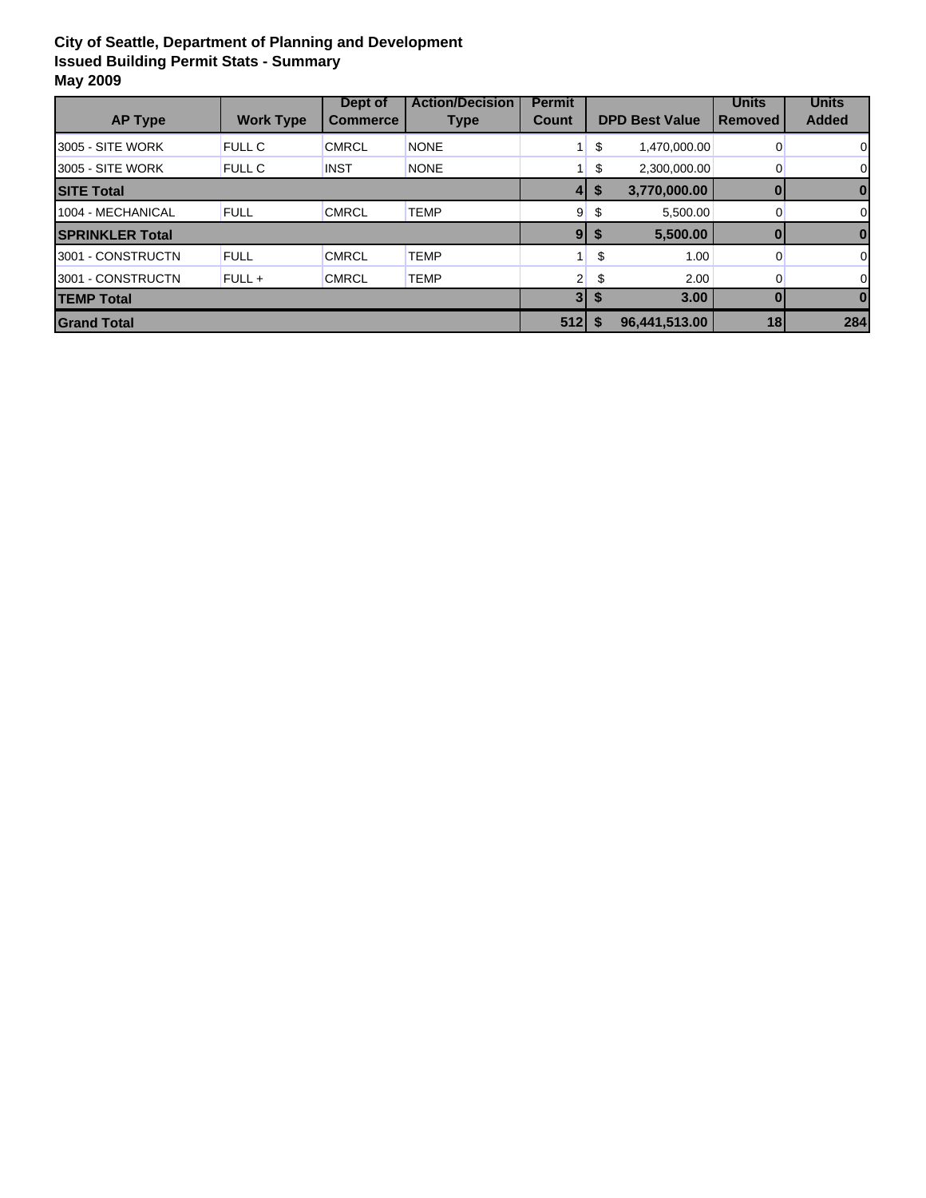**City of Seattle, Department of Planning and Development**
**Issued Building Permit Stats - Summary**
**May 2009**

| AP Type | Work Type | Dept of Commerce | Action/Decision Type | Permit Count | DPD Best Value | Units Removed | Units Added |
|---|---|---|---|---|---|---|---|
| 3005 - SITE WORK | FULL C | CMRCL | NONE | 1 | $ 1,470,000.00 | 0 | 0 |
| 3005 - SITE WORK | FULL C | INST | NONE | 1 | $ 2,300,000.00 | 0 | 0 |
| **SITE Total** | | | | **4** | **$ 3,770,000.00** | **0** | **0** |
| 1004 - MECHANICAL | FULL | CMRCL | TEMP | 9 | $ 5,500.00 | 0 | 0 |
| **SPRINKLER Total** | | | | **9** | **$ 5,500.00** | **0** | **0** |
| 3001 - CONSTRUCTN | FULL | CMRCL | TEMP | 1 | $ 1.00 | 0 | 0 |
| 3001 - CONSTRUCTN | FULL + | CMRCL | TEMP | 2 | $ 2.00 | 0 | 0 |
| **TEMP Total** | | | | **3** | **$ 3.00** | **0** | **0** |
| **Grand Total** | | | | **512** | **$ 96,441,513.00** | **18** | **284** |